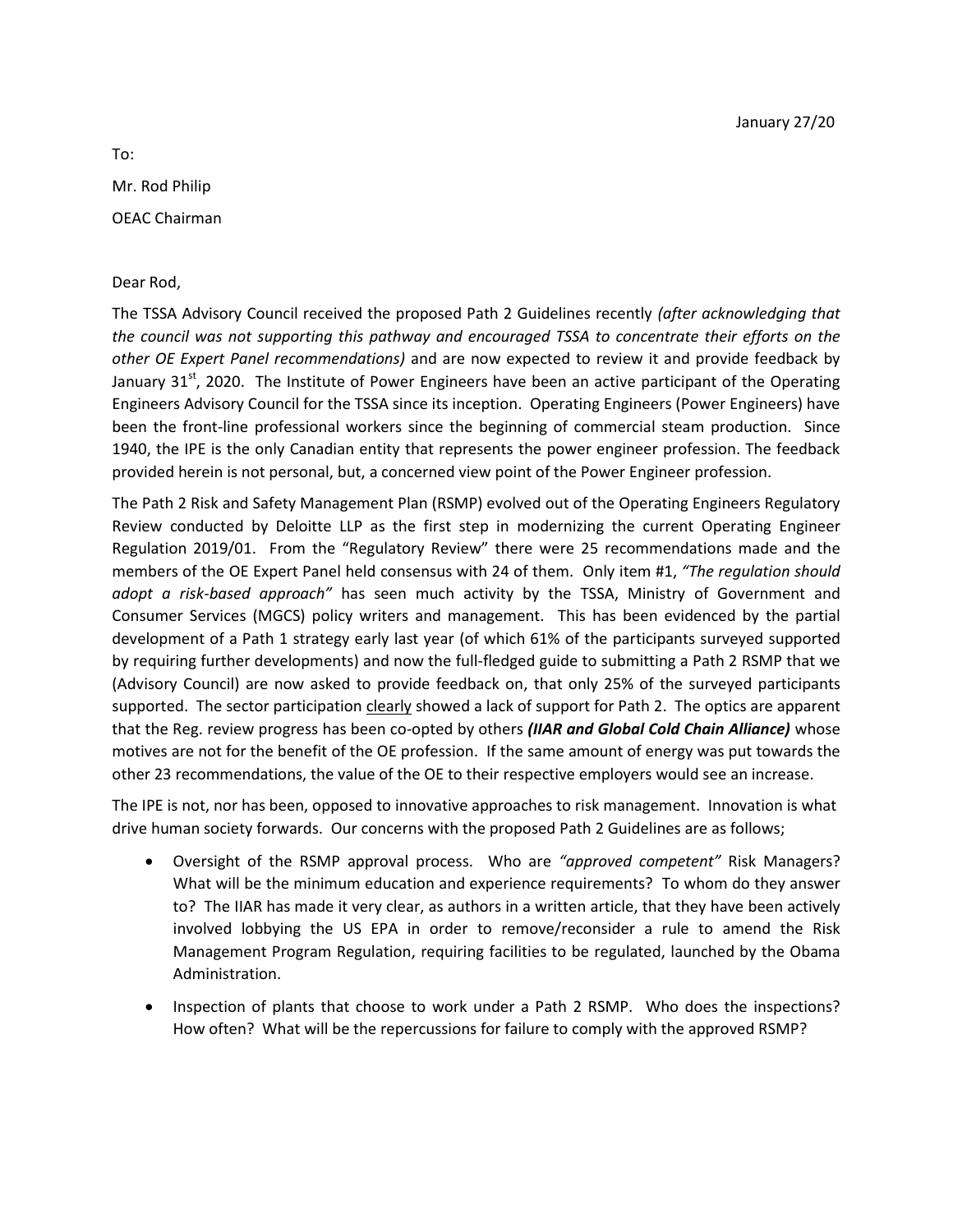January 27/20

To:

Mr. Rod Philip

OEAC Chairman

Dear Rod,

The TSSA Advisory Council received the proposed Path 2 Guidelines recently *(after acknowledging that the council was not supporting this pathway and encouraged TSSA to concentrate their efforts on the other OE Expert Panel recommendations)* and are now expected to review it and provide feedback by January 31st, 2020. The Institute of Power Engineers have been an active participant of the Operating Engineers Advisory Council for the TSSA since its inception. Operating Engineers (Power Engineers) have been the front-line professional workers since the beginning of commercial steam production. Since 1940, the IPE is the only Canadian entity that represents the power engineer profession. The feedback provided herein is not personal, but, a concerned view point of the Power Engineer profession.

The Path 2 Risk and Safety Management Plan (RSMP) evolved out of the Operating Engineers Regulatory Review conducted by Deloitte LLP as the first step in modernizing the current Operating Engineer Regulation 2019/01. From the "Regulatory Review" there were 25 recommendations made and the members of the OE Expert Panel held consensus with 24 of them. Only item #1, *"The regulation should adopt a risk-based approach"* has seen much activity by the TSSA, Ministry of Government and Consumer Services (MGCS) policy writers and management. This has been evidenced by the partial development of a Path 1 strategy early last year (of which 61% of the participants surveyed supported by requiring further developments) and now the full-fledged guide to submitting a Path 2 RSMP that we (Advisory Council) are now asked to provide feedback on, that only 25% of the surveyed participants supported. The sector participation <u>clearly</u> showed a lack of support for Path 2. The optics are apparent that the Reg. review progress has been co-opted by others ***(IIAR and Global Cold Chain Alliance)*** whose motives are not for the benefit of the OE profession. If the same amount of energy was put towards the other 23 recommendations, the value of the OE to their respective employers would see an increase.

The IPE is not, nor has been, opposed to innovative approaches to risk management. Innovation is what drive human society forwards. Our concerns with the proposed Path 2 Guidelines are as follows;

- Oversight of the RSMP approval process. Who are *"approved competent"* Risk Managers? What will be the minimum education and experience requirements? To whom do they answer to? The IIAR has made it very clear, as authors in a written article, that they have been actively involved lobbying the US EPA in order to remove/reconsider a rule to amend the Risk Management Program Regulation, requiring facilities to be regulated, launched by the Obama Administration.
- Inspection of plants that choose to work under a Path 2 RSMP. Who does the inspections? How often? What will be the repercussions for failure to comply with the approved RSMP?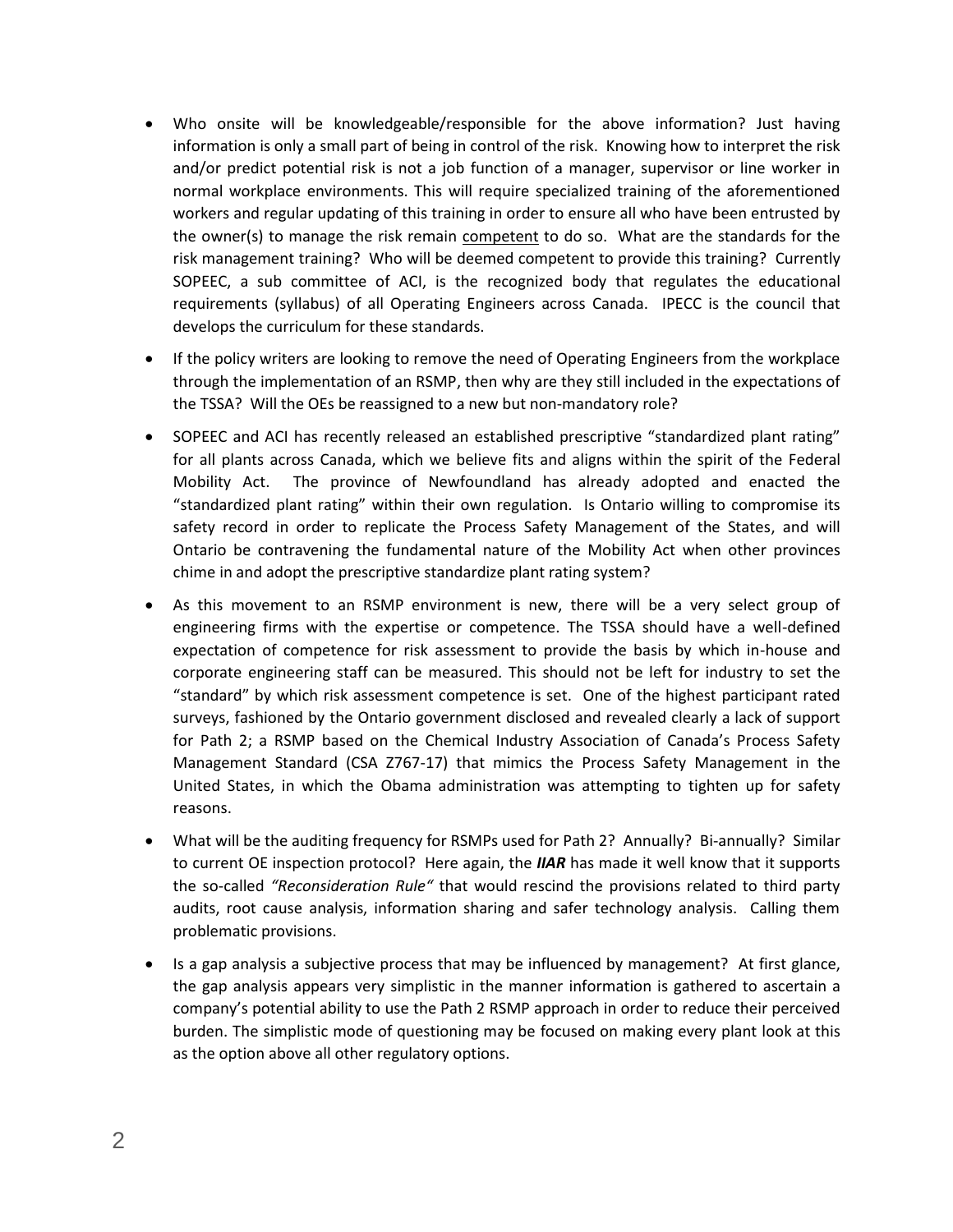- Who onsite will be knowledgeable/responsible for the above information? Just having information is only a small part of being in control of the risk. Knowing how to interpret the risk and/or predict potential risk is not a job function of a manager, supervisor or line worker in normal workplace environments. This will require specialized training of the aforementioned workers and regular updating of this training in order to ensure all who have been entrusted by the owner(s) to manage the risk remain <u>competent</u> to do so. What are the standards for the risk management training? Who will be deemed competent to provide this training? Currently SOPEEC, a sub committee of ACI, is the recognized body that regulates the educational requirements (syllabus) of all Operating Engineers across Canada. IPECC is the council that develops the curriculum for these standards.

- If the policy writers are looking to remove the need of Operating Engineers from the workplace through the implementation of an RSMP, then why are they still included in the expectations of the TSSA? Will the OEs be reassigned to a new but non-mandatory role?

- SOPEEC and ACI has recently released an established prescriptive "standardized plant rating" for all plants across Canada, which we believe fits and aligns within the spirit of the Federal Mobility Act. The province of Newfoundland has already adopted and enacted the "standardized plant rating" within their own regulation. Is Ontario willing to compromise its safety record in order to replicate the Process Safety Management of the States, and will Ontario be contravening the fundamental nature of the Mobility Act when other provinces chime in and adopt the prescriptive standardize plant rating system?

- As this movement to an RSMP environment is new, there will be a very select group of engineering firms with the expertise or competence. The TSSA should have a well-defined expectation of competence for risk assessment to provide the basis by which in-house and corporate engineering staff can be measured. This should not be left for industry to set the "standard" by which risk assessment competence is set. One of the highest participant rated surveys, fashioned by the Ontario government disclosed and revealed clearly a lack of support for Path 2; a RSMP based on the Chemical Industry Association of Canada's Process Safety Management Standard (CSA Z767-17) that mimics the Process Safety Management in the United States, in which the Obama administration was attempting to tighten up for safety reasons.

- What will be the auditing frequency for RSMPs used for Path 2? Annually? Bi-annually? Similar to current OE inspection protocol? Here again, the ***IIAR*** has made it well know that it supports the so-called *"Reconsideration Rule"* that would rescind the provisions related to third party audits, root cause analysis, information sharing and safer technology analysis. Calling them problematic provisions.

- Is a gap analysis a subjective process that may be influenced by management? At first glance, the gap analysis appears very simplistic in the manner information is gathered to ascertain a company's potential ability to use the Path 2 RSMP approach in order to reduce their perceived burden. The simplistic mode of questioning may be focused on making every plant look at this as the option above all other regulatory options.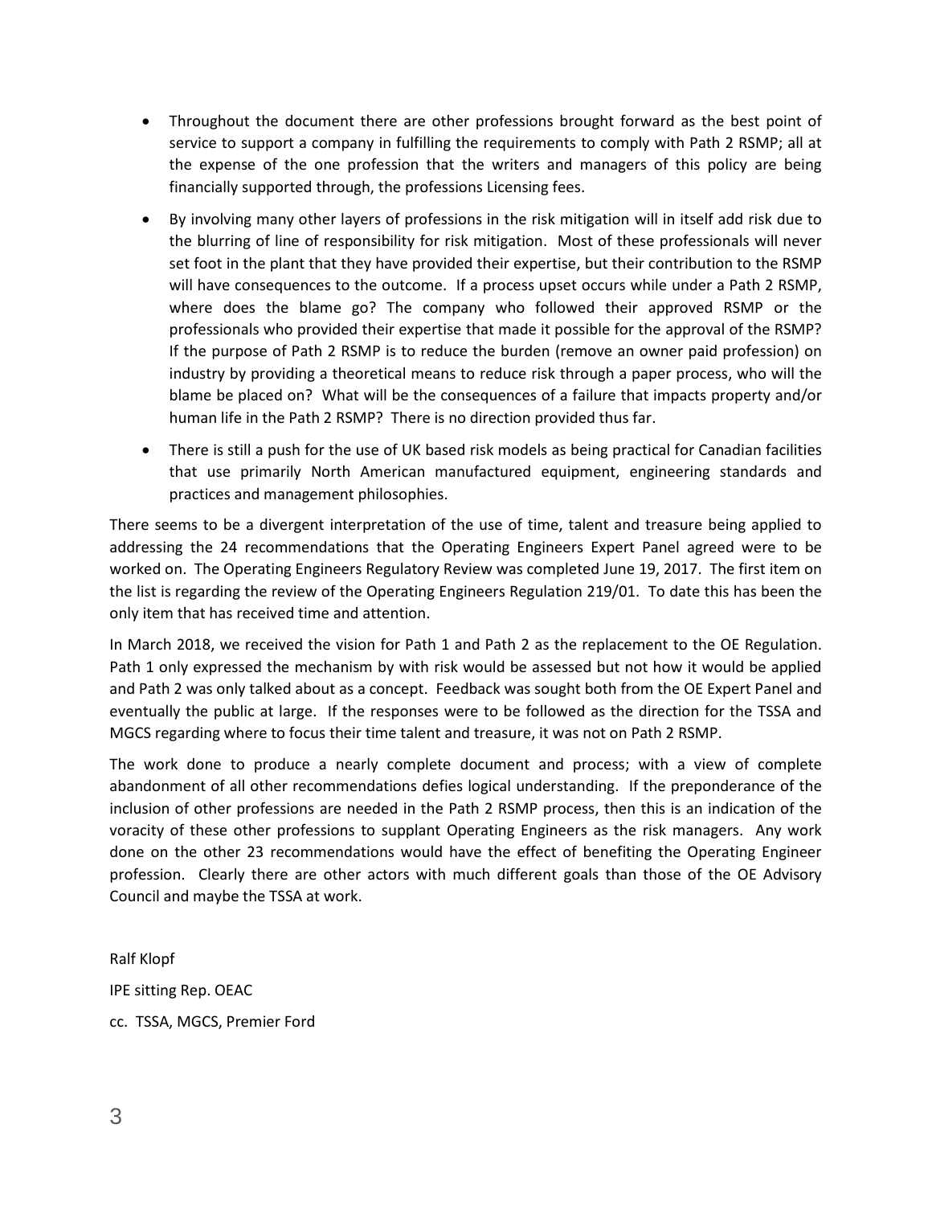- Throughout the document there are other professions brought forward as the best point of service to support a company in fulfilling the requirements to comply with Path 2 RSMP; all at the expense of the one profession that the writers and managers of this policy are being financially supported through, the professions Licensing fees.
- By involving many other layers of professions in the risk mitigation will in itself add risk due to the blurring of line of responsibility for risk mitigation. Most of these professionals will never set foot in the plant that they have provided their expertise, but their contribution to the RSMP will have consequences to the outcome. If a process upset occurs while under a Path 2 RSMP, where does the blame go? The company who followed their approved RSMP or the professionals who provided their expertise that made it possible for the approval of the RSMP? If the purpose of Path 2 RSMP is to reduce the burden (remove an owner paid profession) on industry by providing a theoretical means to reduce risk through a paper process, who will the blame be placed on? What will be the consequences of a failure that impacts property and/or human life in the Path 2 RSMP? There is no direction provided thus far.
- There is still a push for the use of UK based risk models as being practical for Canadian facilities that use primarily North American manufactured equipment, engineering standards and practices and management philosophies.

There seems to be a divergent interpretation of the use of time, talent and treasure being applied to addressing the 24 recommendations that the Operating Engineers Expert Panel agreed were to be worked on. The Operating Engineers Regulatory Review was completed June 19, 2017. The first item on the list is regarding the review of the Operating Engineers Regulation 219/01. To date this has been the only item that has received time and attention.

In March 2018, we received the vision for Path 1 and Path 2 as the replacement to the OE Regulation. Path 1 only expressed the mechanism by with risk would be assessed but not how it would be applied and Path 2 was only talked about as a concept. Feedback was sought both from the OE Expert Panel and eventually the public at large. If the responses were to be followed as the direction for the TSSA and MGCS regarding where to focus their time talent and treasure, it was not on Path 2 RSMP.

The work done to produce a nearly complete document and process; with a view of complete abandonment of all other recommendations defies logical understanding. If the preponderance of the inclusion of other professions are needed in the Path 2 RSMP process, then this is an indication of the voracity of these other professions to supplant Operating Engineers as the risk managers. Any work done on the other 23 recommendations would have the effect of benefiting the Operating Engineer profession. Clearly there are other actors with much different goals than those of the OE Advisory Council and maybe the TSSA at work.

Ralf Klopf

IPE sitting Rep. OEAC

cc. TSSA, MGCS, Premier Ford